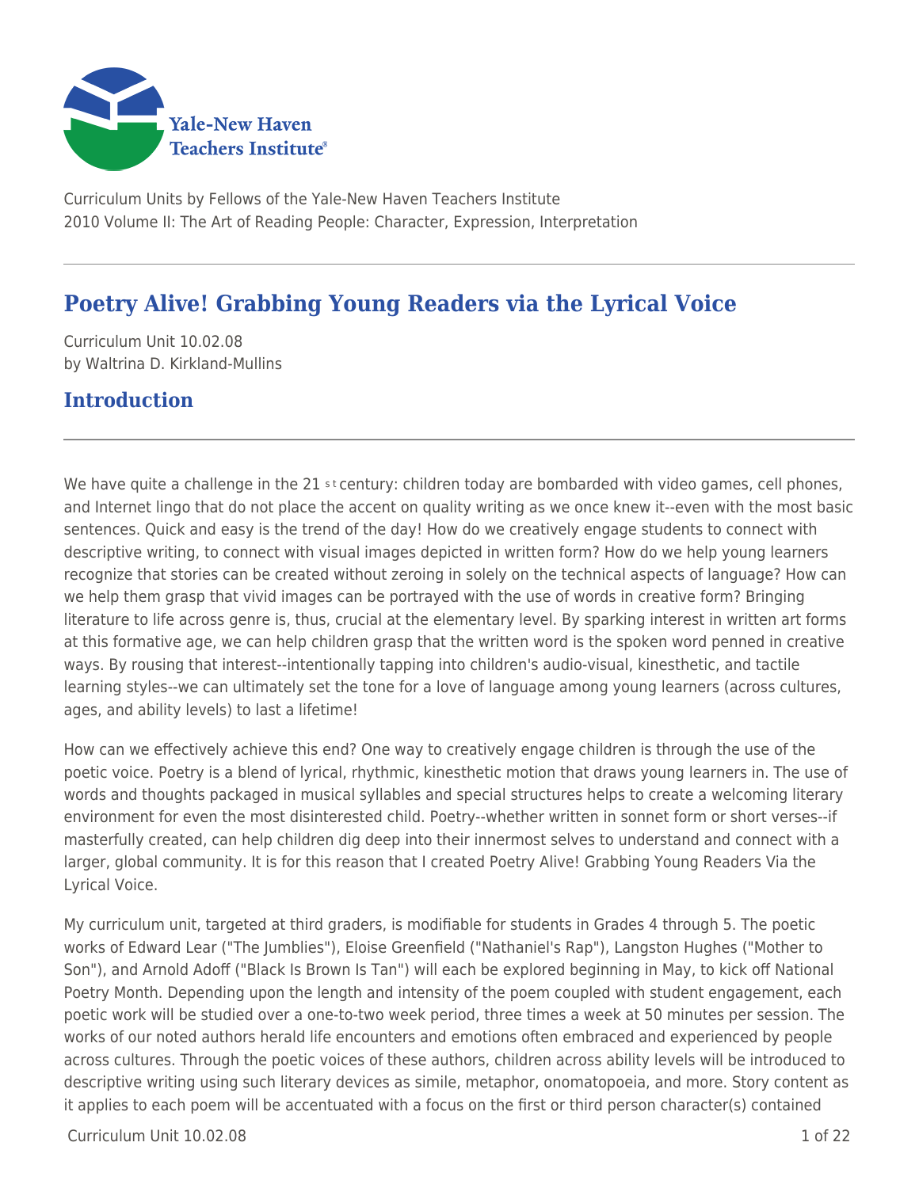Yale-New Haven Teachers Institute

Curriculum Units by Fellows of the Yale-New Haven Teachers Institute
2010 Volume II: The Art of Reading People: Character, Expression, Interpretation

# Poetry Alive! Grabbing Young Readers via the Lyrical Voice

Curriculum Unit 10.02.08
by Waltrina D. Kirkland-Mullins

## Introduction

We have quite a challenge in the 21 st century: children today are bombarded with video games, cell phones, and Internet lingo that do not place the accent on quality writing as we once knew it--even with the most basic sentences. Quick and easy is the trend of the day! How do we creatively engage students to connect with descriptive writing, to connect with visual images depicted in written form? How do we help young learners recognize that stories can be created without zeroing in solely on the technical aspects of language? How can we help them grasp that vivid images can be portrayed with the use of words in creative form? Bringing literature to life across genre is, thus, crucial at the elementary level. By sparking interest in written art forms at this formative age, we can help children grasp that the written word is the spoken word penned in creative ways. By rousing that interest--intentionally tapping into children's audio-visual, kinesthetic, and tactile learning styles--we can ultimately set the tone for a love of language among young learners (across cultures, ages, and ability levels) to last a lifetime!

How can we effectively achieve this end? One way to creatively engage children is through the use of the poetic voice. Poetry is a blend of lyrical, rhythmic, kinesthetic motion that draws young learners in. The use of words and thoughts packaged in musical syllables and special structures helps to create a welcoming literary environment for even the most disinterested child. Poetry--whether written in sonnet form or short verses--if masterfully created, can help children dig deep into their innermost selves to understand and connect with a larger, global community. It is for this reason that I created Poetry Alive! Grabbing Young Readers Via the Lyrical Voice.

My curriculum unit, targeted at third graders, is modifiable for students in Grades 4 through 5. The poetic works of Edward Lear ("The Jumblies"), Eloise Greenfield ("Nathaniel's Rap"), Langston Hughes ("Mother to Son"), and Arnold Adoff ("Black Is Brown Is Tan") will each be explored beginning in May, to kick off National Poetry Month. Depending upon the length and intensity of the poem coupled with student engagement, each poetic work will be studied over a one-to-two week period, three times a week at 50 minutes per session. The works of our noted authors herald life encounters and emotions often embraced and experienced by people across cultures. Through the poetic voices of these authors, children across ability levels will be introduced to descriptive writing using such literary devices as simile, metaphor, onomatopoeia, and more. Story content as it applies to each poem will be accentuated with a focus on the first or third person character(s) contained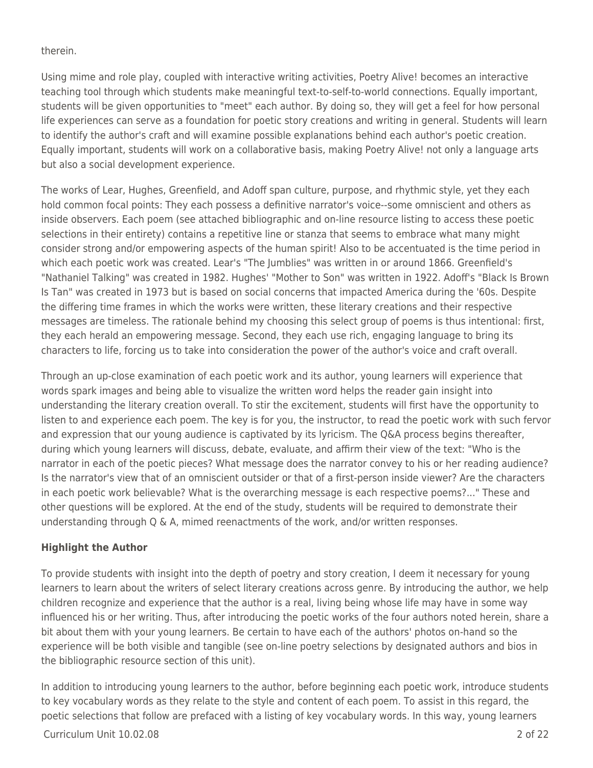therein.

Using mime and role play, coupled with interactive writing activities, Poetry Alive! becomes an interactive teaching tool through which students make meaningful text-to-self-to-world connections. Equally important, students will be given opportunities to "meet" each author. By doing so, they will get a feel for how personal life experiences can serve as a foundation for poetic story creations and writing in general. Students will learn to identify the author's craft and will examine possible explanations behind each author's poetic creation. Equally important, students will work on a collaborative basis, making Poetry Alive! not only a language arts but also a social development experience.

The works of Lear, Hughes, Greenfield, and Adoff span culture, purpose, and rhythmic style, yet they each hold common focal points: They each possess a definitive narrator's voice--some omniscient and others as inside observers. Each poem (see attached bibliographic and on-line resource listing to access these poetic selections in their entirety) contains a repetitive line or stanza that seems to embrace what many might consider strong and/or empowering aspects of the human spirit! Also to be accentuated is the time period in which each poetic work was created. Lear's "The Jumblies" was written in or around 1866. Greenfield's "Nathaniel Talking" was created in 1982. Hughes' "Mother to Son" was written in 1922. Adoff's "Black Is Brown Is Tan" was created in 1973 but is based on social concerns that impacted America during the '60s. Despite the differing time frames in which the works were written, these literary creations and their respective messages are timeless. The rationale behind my choosing this select group of poems is thus intentional: first, they each herald an empowering message. Second, they each use rich, engaging language to bring its characters to life, forcing us to take into consideration the power of the author's voice and craft overall.

Through an up-close examination of each poetic work and its author, young learners will experience that words spark images and being able to visualize the written word helps the reader gain insight into understanding the literary creation overall. To stir the excitement, students will first have the opportunity to listen to and experience each poem. The key is for you, the instructor, to read the poetic work with such fervor and expression that our young audience is captivated by its lyricism. The Q&A process begins thereafter, during which young learners will discuss, debate, evaluate, and affirm their view of the text: "Who is the narrator in each of the poetic pieces? What message does the narrator convey to his or her reading audience? Is the narrator's view that of an omniscient outsider or that of a first-person inside viewer? Are the characters in each poetic work believable? What is the overarching message is each respective poems?..." These and other questions will be explored. At the end of the study, students will be required to demonstrate their understanding through Q & A, mimed reenactments of the work, and/or written responses.

**Highlight the Author**

To provide students with insight into the depth of poetry and story creation, I deem it necessary for young learners to learn about the writers of select literary creations across genre. By introducing the author, we help children recognize and experience that the author is a real, living being whose life may have in some way influenced his or her writing. Thus, after introducing the poetic works of the four authors noted herein, share a bit about them with your young learners. Be certain to have each of the authors' photos on-hand so the experience will be both visible and tangible (see on-line poetry selections by designated authors and bios in the bibliographic resource section of this unit).

In addition to introducing young learners to the author, before beginning each poetic work, introduce students to key vocabulary words as they relate to the style and content of each poem. To assist in this regard, the poetic selections that follow are prefaced with a listing of key vocabulary words. In this way, young learners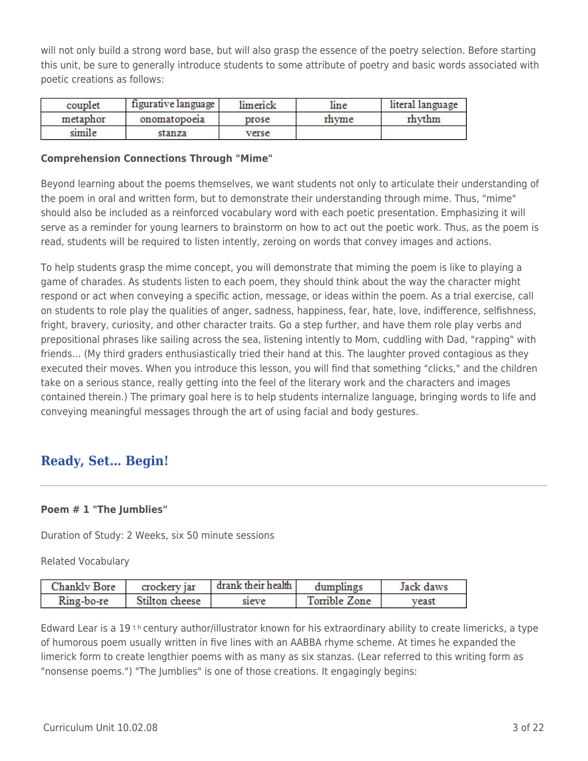will not only build a strong word base, but will also grasp the essence of the poetry selection. Before starting this unit, be sure to generally introduce students to some attribute of poetry and basic words associated with poetic creations as follows:

| couplet | figurative language | limerick | line | literal language |
|---|---|---|---|---|
| metaphor | onomatopoeia | prose | rhyme | rhythm |
| simile | stanza | verse | | |

**Comprehension Connections Through "Mime"**

Beyond learning about the poems themselves, we want students not only to articulate their understanding of the poem in oral and written form, but to demonstrate their understanding through mime. Thus, "mime" should also be included as a reinforced vocabulary word with each poetic presentation. Emphasizing it will serve as a reminder for young learners to brainstorm on how to act out the poetic work. Thus, as the poem is read, students will be required to listen intently, zeroing on words that convey images and actions.

To help students grasp the mime concept, you will demonstrate that miming the poem is like to playing a game of charades. As students listen to each poem, they should think about the way the character might respond or act when conveying a specific action, message, or ideas within the poem. As a trial exercise, call on students to role play the qualities of anger, sadness, happiness, fear, hate, love, indifference, selfishness, fright, bravery, curiosity, and other character traits. Go a step further, and have them role play verbs and prepositional phrases like sailing across the sea, listening intently to Mom, cuddling with Dad, "rapping" with friends... (My third graders enthusiastically tried their hand at this. The laughter proved contagious as they executed their moves. When you introduce this lesson, you will find that something "clicks," and the children take on a serious stance, really getting into the feel of the literary work and the characters and images contained therein.) The primary goal here is to help students internalize language, bringing words to life and conveying meaningful messages through the art of using facial and body gestures.

## Ready, Set... Begin!

**Poem # 1 "The Jumblies"**

Duration of Study: 2 Weeks, six 50 minute sessions

Related Vocabulary

| Chankly Bore | crockery jar | drank their health | dumplings | Jack daws |
|---|---|---|---|---|
| Ring-bo-re | Stilton cheese | sieve | Torrible Zone | yeast |

Edward Lear is a 19th century author/illustrator known for his extraordinary ability to create limericks, a type of humorous poem usually written in five lines with an AABBA rhyme scheme. At times he expanded the limerick form to create lengthier poems with as many as six stanzas. (Lear referred to this writing form as "nonsense poems.") "The Jumblies" is one of those creations. It engagingly begins: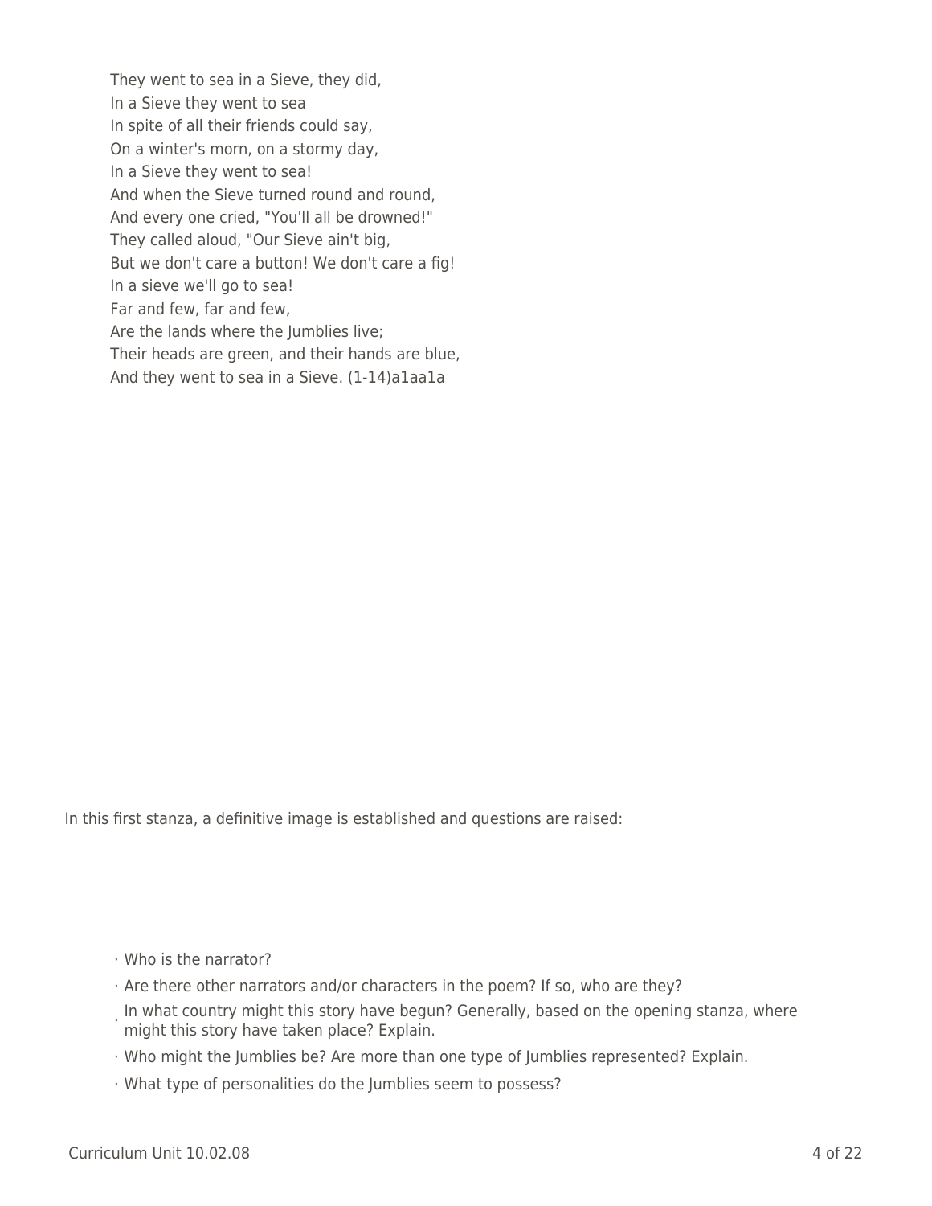They went to sea in a Sieve, they did,  
In a Sieve they went to sea  
In spite of all their friends could say,  
On a winter's morn, on a stormy day,  
In a Sieve they went to sea!  
And when the Sieve turned round and round,  
And every one cried, "You'll all be drowned!"  
They called aloud, "Our Sieve ain't big,  
But we don't care a button! We don't care a fig!  
In a sieve we'll go to sea!  
Far and few, far and few,  
Are the lands where the Jumblies live;  
Their heads are green, and their hands are blue,  
And they went to sea in a Sieve. (1-14)a1aa1a

In this first stanza, a definitive image is established and questions are raised:

- Who is the narrator?
- Are there other narrators and/or characters in the poem? If so, who are they?
- In what country might this story have begun? Generally, based on the opening stanza, where might this story have taken place? Explain.
- Who might the Jumblies be? Are more than one type of Jumblies represented? Explain.
- What type of personalities do the Jumblies seem to possess?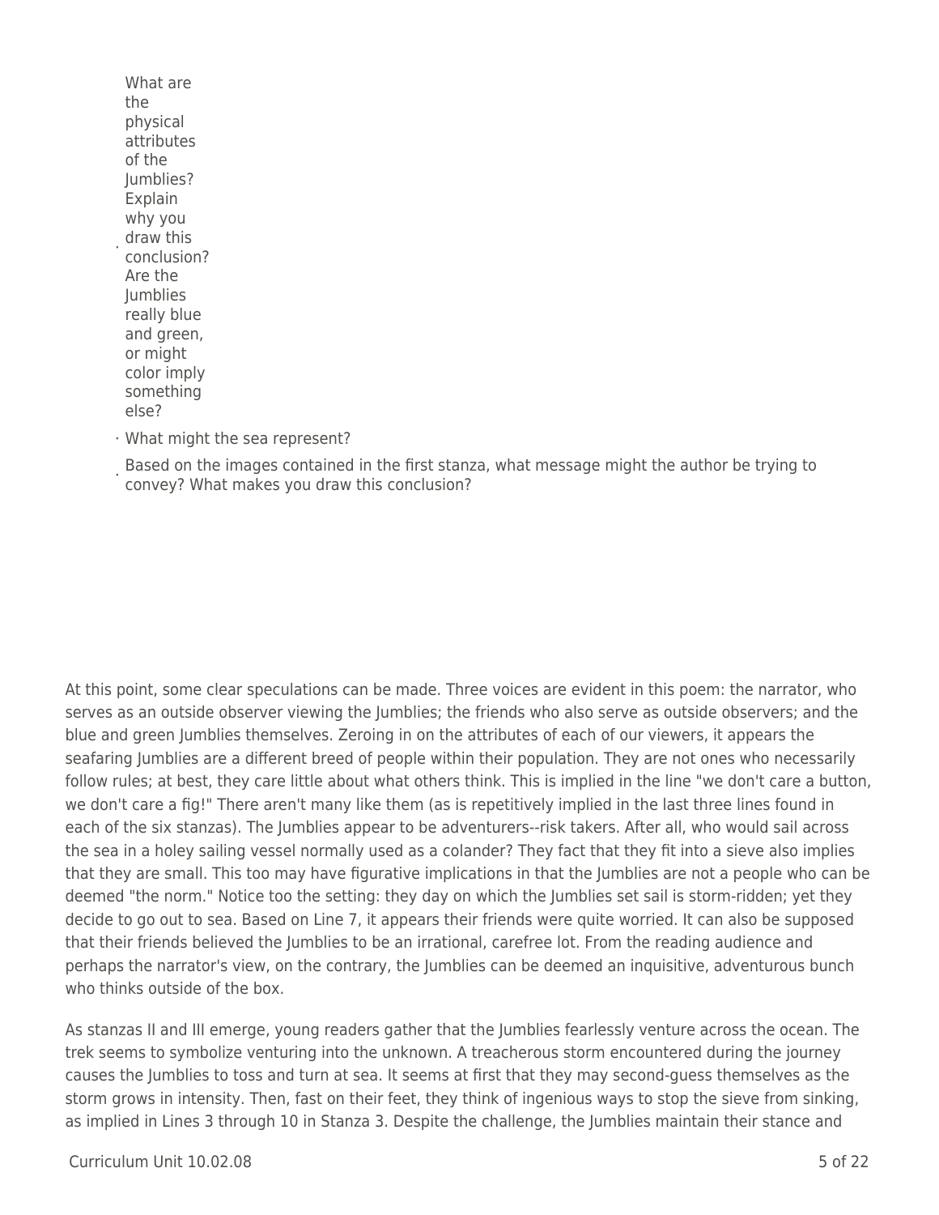- What are the physical attributes of the Jumblies? Explain why you draw this conclusion? Are the Jumblies really blue and green, or might color imply something else?
- What might the sea represent?
- Based on the images contained in the first stanza, what message might the author be trying to convey? What makes you draw this conclusion?

At this point, some clear speculations can be made. Three voices are evident in this poem: the narrator, who serves as an outside observer viewing the Jumblies; the friends who also serve as outside observers; and the blue and green Jumblies themselves. Zeroing in on the attributes of each of our viewers, it appears the seafaring Jumblies are a different breed of people within their population. They are not ones who necessarily follow rules; at best, they care little about what others think. This is implied in the line "we don't care a button, we don't care a fig!" There aren't many like them (as is repetitively implied in the last three lines found in each of the six stanzas). The Jumblies appear to be adventurers--risk takers. After all, who would sail across the sea in a holey sailing vessel normally used as a colander? They fact that they fit into a sieve also implies that they are small. This too may have figurative implications in that the Jumblies are not a people who can be deemed "the norm." Notice too the setting: they day on which the Jumblies set sail is storm-ridden; yet they decide to go out to sea. Based on Line 7, it appears their friends were quite worried. It can also be supposed that their friends believed the Jumblies to be an irrational, carefree lot. From the reading audience and perhaps the narrator's view, on the contrary, the Jumblies can be deemed an inquisitive, adventurous bunch who thinks outside of the box.

As stanzas II and III emerge, young readers gather that the Jumblies fearlessly venture across the ocean. The trek seems to symbolize venturing into the unknown. A treacherous storm encountered during the journey causes the Jumblies to toss and turn at sea. It seems at first that they may second-guess themselves as the storm grows in intensity. Then, fast on their feet, they think of ingenious ways to stop the sieve from sinking, as implied in Lines 3 through 10 in Stanza 3. Despite the challenge, the Jumblies maintain their stance and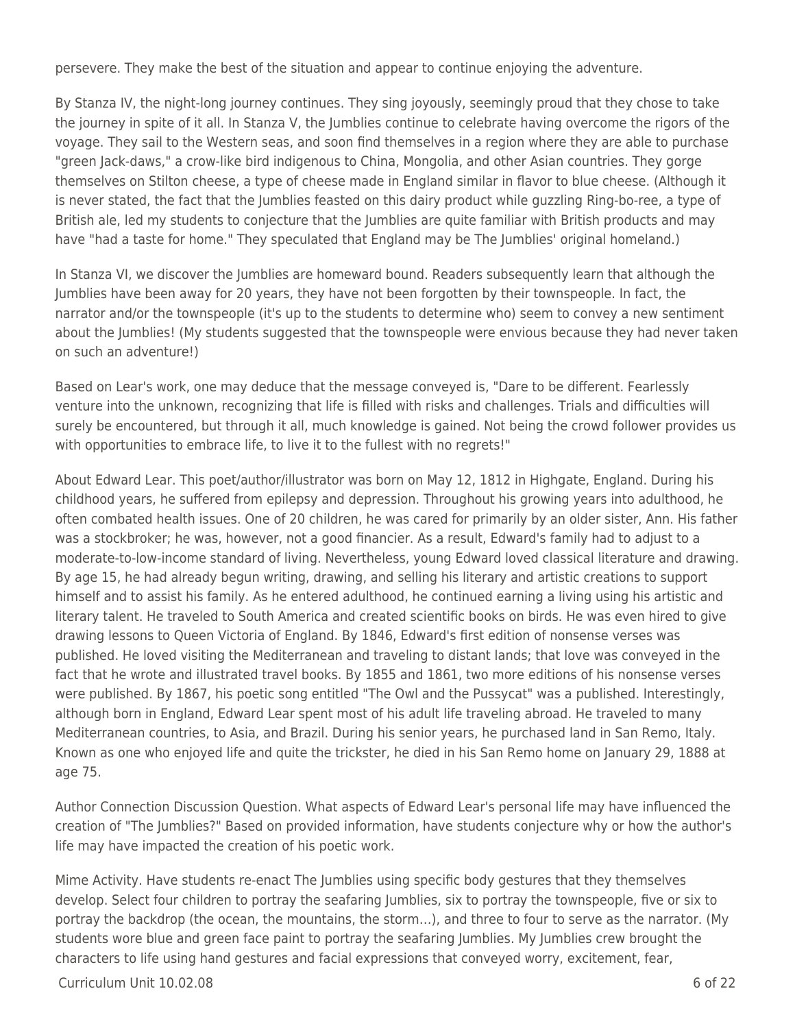persevere. They make the best of the situation and appear to continue enjoying the adventure.

By Stanza IV, the night-long journey continues. They sing joyously, seemingly proud that they chose to take the journey in spite of it all. In Stanza V, the Jumblies continue to celebrate having overcome the rigors of the voyage. They sail to the Western seas, and soon find themselves in a region where they are able to purchase "green Jack-daws," a crow-like bird indigenous to China, Mongolia, and other Asian countries. They gorge themselves on Stilton cheese, a type of cheese made in England similar in flavor to blue cheese. (Although it is never stated, the fact that the Jumblies feasted on this dairy product while guzzling Ring-bo-ree, a type of British ale, led my students to conjecture that the Jumblies are quite familiar with British products and may have "had a taste for home." They speculated that England may be The Jumblies' original homeland.)

In Stanza VI, we discover the Jumblies are homeward bound. Readers subsequently learn that although the Jumblies have been away for 20 years, they have not been forgotten by their townspeople. In fact, the narrator and/or the townspeople (it's up to the students to determine who) seem to convey a new sentiment about the Jumblies! (My students suggested that the townspeople were envious because they had never taken on such an adventure!)

Based on Lear's work, one may deduce that the message conveyed is, "Dare to be different. Fearlessly venture into the unknown, recognizing that life is filled with risks and challenges. Trials and difficulties will surely be encountered, but through it all, much knowledge is gained. Not being the crowd follower provides us with opportunities to embrace life, to live it to the fullest with no regrets!"

About Edward Lear. This poet/author/illustrator was born on May 12, 1812 in Highgate, England. During his childhood years, he suffered from epilepsy and depression. Throughout his growing years into adulthood, he often combated health issues. One of 20 children, he was cared for primarily by an older sister, Ann. His father was a stockbroker; he was, however, not a good financier. As a result, Edward's family had to adjust to a moderate-to-low-income standard of living. Nevertheless, young Edward loved classical literature and drawing. By age 15, he had already begun writing, drawing, and selling his literary and artistic creations to support himself and to assist his family. As he entered adulthood, he continued earning a living using his artistic and literary talent. He traveled to South America and created scientific books on birds. He was even hired to give drawing lessons to Queen Victoria of England. By 1846, Edward's first edition of nonsense verses was published. He loved visiting the Mediterranean and traveling to distant lands; that love was conveyed in the fact that he wrote and illustrated travel books. By 1855 and 1861, two more editions of his nonsense verses were published. By 1867, his poetic song entitled "The Owl and the Pussycat" was a published. Interestingly, although born in England, Edward Lear spent most of his adult life traveling abroad. He traveled to many Mediterranean countries, to Asia, and Brazil. During his senior years, he purchased land in San Remo, Italy. Known as one who enjoyed life and quite the trickster, he died in his San Remo home on January 29, 1888 at age 75.

Author Connection Discussion Question. What aspects of Edward Lear's personal life may have influenced the creation of "The Jumblies?" Based on provided information, have students conjecture why or how the author's life may have impacted the creation of his poetic work.

Mime Activity. Have students re-enact The Jumblies using specific body gestures that they themselves develop. Select four children to portray the seafaring Jumblies, six to portray the townspeople, five or six to portray the backdrop (the ocean, the mountains, the storm…), and three to four to serve as the narrator. (My students wore blue and green face paint to portray the seafaring Jumblies. My Jumblies crew brought the characters to life using hand gestures and facial expressions that conveyed worry, excitement, fear,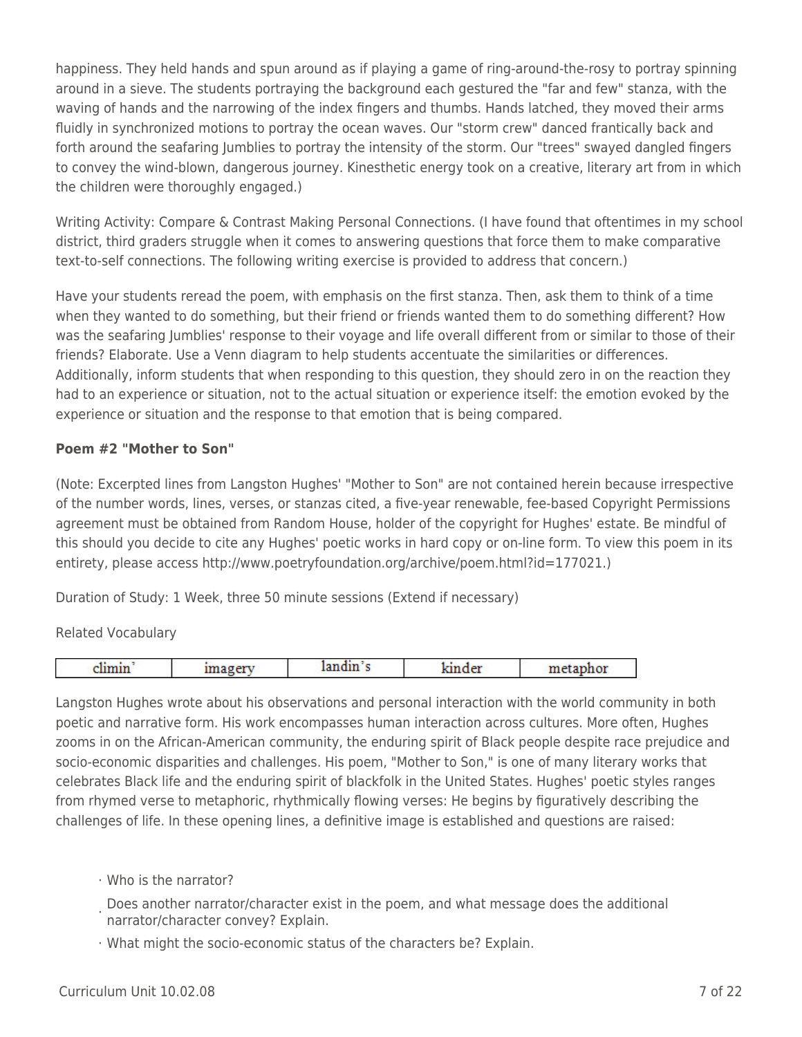happiness. They held hands and spun around as if playing a game of ring-around-the-rosy to portray spinning around in a sieve. The students portraying the background each gestured the "far and few" stanza, with the waving of hands and the narrowing of the index fingers and thumbs. Hands latched, they moved their arms fluidly in synchronized motions to portray the ocean waves. Our "storm crew" danced frantically back and forth around the seafaring Jumblies to portray the intensity of the storm. Our "trees" swayed dangled fingers to convey the wind-blown, dangerous journey. Kinesthetic energy took on a creative, literary art from in which the children were thoroughly engaged.)

Writing Activity: Compare & Contrast Making Personal Connections. (I have found that oftentimes in my school district, third graders struggle when it comes to answering questions that force them to make comparative text-to-self connections. The following writing exercise is provided to address that concern.)

Have your students reread the poem, with emphasis on the first stanza. Then, ask them to think of a time when they wanted to do something, but their friend or friends wanted them to do something different? How was the seafaring Jumblies' response to their voyage and life overall different from or similar to those of their friends? Elaborate. Use a Venn diagram to help students accentuate the similarities or differences. Additionally, inform students that when responding to this question, they should zero in on the reaction they had to an experience or situation, not to the actual situation or experience itself: the emotion evoked by the experience or situation and the response to that emotion that is being compared.

**Poem #2 "Mother to Son"**

(Note: Excerpted lines from Langston Hughes' "Mother to Son" are not contained herein because irrespective of the number words, lines, verses, or stanzas cited, a five-year renewable, fee-based Copyright Permissions agreement must be obtained from Random House, holder of the copyright for Hughes' estate. Be mindful of this should you decide to cite any Hughes' poetic works in hard copy or on-line form. To view this poem in its entirety, please access http://www.poetryfoundation.org/archive/poem.html?id=177021.)

Duration of Study: 1 Week, three 50 minute sessions (Extend if necessary)

Related Vocabulary

| climin' | imagery | landin's | kinder | metaphor |
|---|---|---|---|---|

Langston Hughes wrote about his observations and personal interaction with the world community in both poetic and narrative form. His work encompasses human interaction across cultures. More often, Hughes zooms in on the African-American community, the enduring spirit of Black people despite race prejudice and socio-economic disparities and challenges. His poem, "Mother to Son," is one of many literary works that celebrates Black life and the enduring spirit of blackfolk in the United States. Hughes' poetic styles ranges from rhymed verse to metaphoric, rhythmically flowing verses: He begins by figuratively describing the challenges of life. In these opening lines, a definitive image is established and questions are raised:

- Who is the narrator?
- Does another narrator/character exist in the poem, and what message does the additional narrator/character convey? Explain.
- What might the socio-economic status of the characters be? Explain.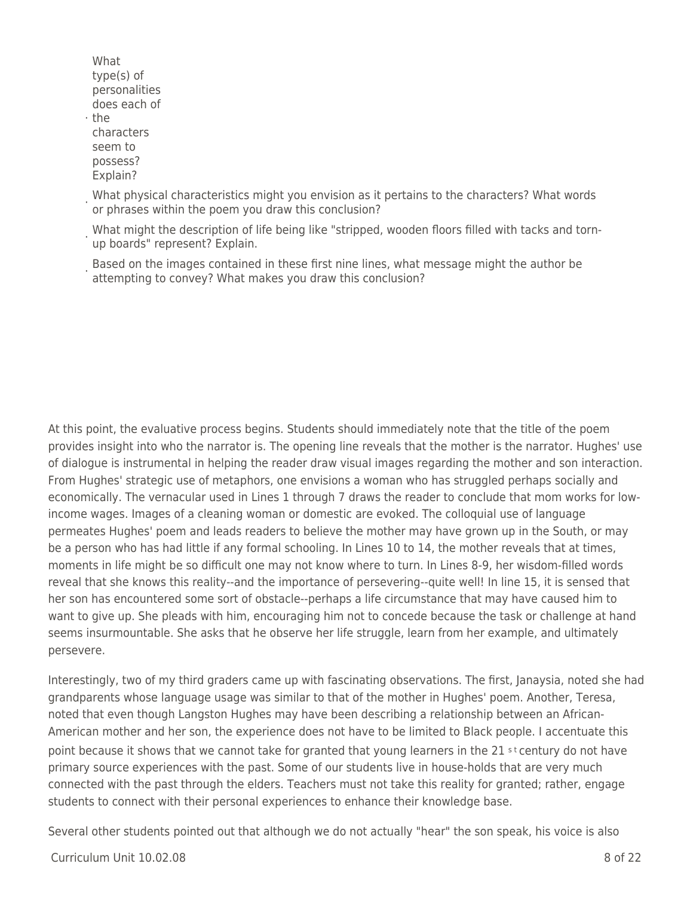- What type(s) of personalities does each of the characters seem to possess? Explain?
- What physical characteristics might you envision as it pertains to the characters? What words or phrases within the poem you draw this conclusion?
- What might the description of life being like "stripped, wooden floors filled with tacks and torn-up boards" represent? Explain.
- Based on the images contained in these first nine lines, what message might the author be attempting to convey? What makes you draw this conclusion?

At this point, the evaluative process begins. Students should immediately note that the title of the poem provides insight into who the narrator is. The opening line reveals that the mother is the narrator. Hughes' use of dialogue is instrumental in helping the reader draw visual images regarding the mother and son interaction. From Hughes' strategic use of metaphors, one envisions a woman who has struggled perhaps socially and economically. The vernacular used in Lines 1 through 7 draws the reader to conclude that mom works for low-income wages. Images of a cleaning woman or domestic are evoked. The colloquial use of language permeates Hughes' poem and leads readers to believe the mother may have grown up in the South, or may be a person who has had little if any formal schooling. In Lines 10 to 14, the mother reveals that at times, moments in life might be so difficult one may not know where to turn. In Lines 8-9, her wisdom-filled words reveal that she knows this reality--and the importance of persevering--quite well! In line 15, it is sensed that her son has encountered some sort of obstacle--perhaps a life circumstance that may have caused him to want to give up. She pleads with him, encouraging him not to concede because the task or challenge at hand seems insurmountable. She asks that he observe her life struggle, learn from her example, and ultimately persevere.

Interestingly, two of my third graders came up with fascinating observations. The first, Janaysia, noted she had grandparents whose language usage was similar to that of the mother in Hughes' poem. Another, Teresa, noted that even though Langston Hughes may have been describing a relationship between an African-American mother and her son, the experience does not have to be limited to Black people. I accentuate this point because it shows that we cannot take for granted that young learners in the 21st century do not have primary source experiences with the past. Some of our students live in house-holds that are very much connected with the past through the elders. Teachers must not take this reality for granted; rather, engage students to connect with their personal experiences to enhance their knowledge base.

Several other students pointed out that although we do not actually "hear" the son speak, his voice is also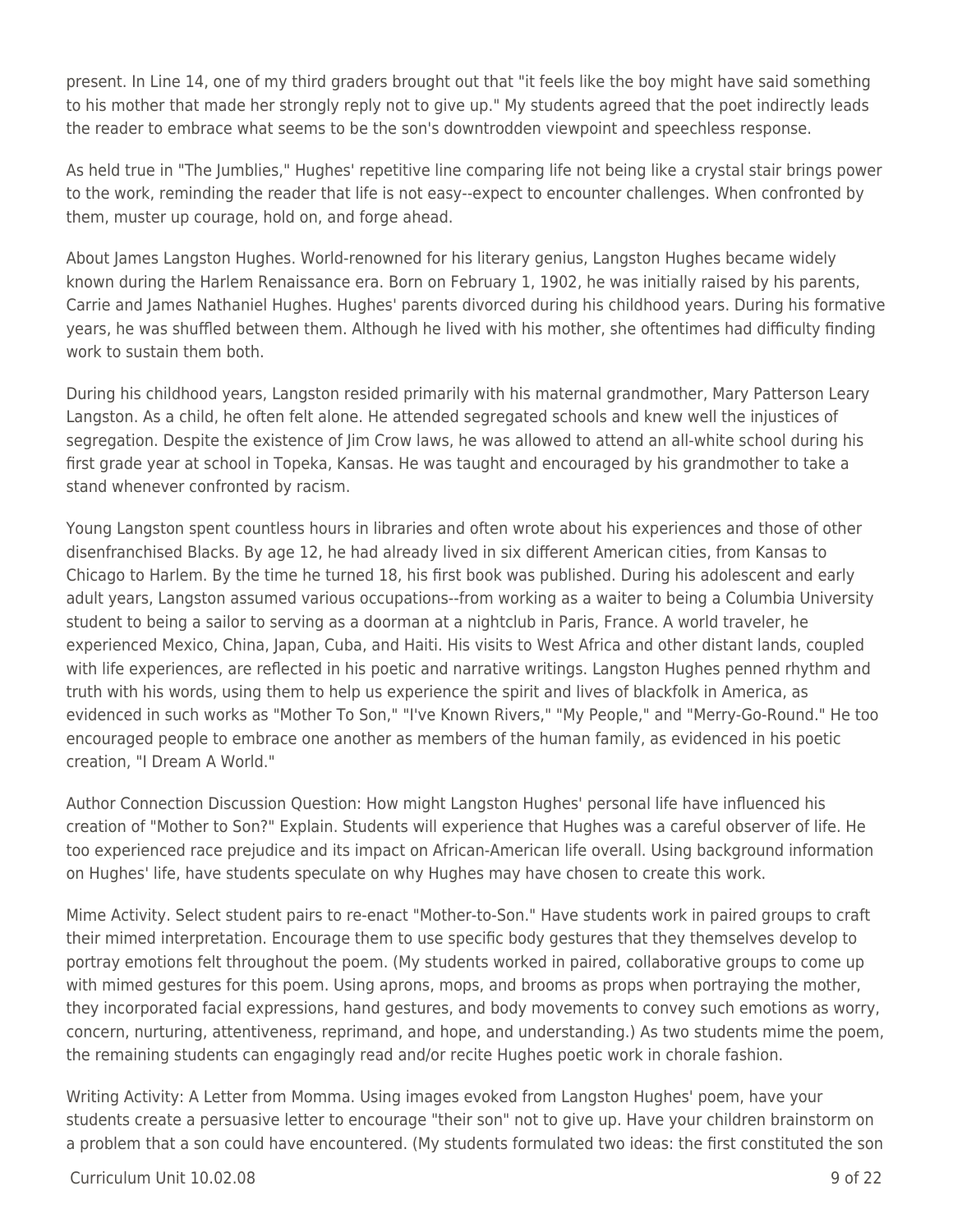present. In Line 14, one of my third graders brought out that "it feels like the boy might have said something to his mother that made her strongly reply not to give up." My students agreed that the poet indirectly leads the reader to embrace what seems to be the son's downtrodden viewpoint and speechless response.

As held true in "The Jumblies," Hughes' repetitive line comparing life not being like a crystal stair brings power to the work, reminding the reader that life is not easy--expect to encounter challenges. When confronted by them, muster up courage, hold on, and forge ahead.

About James Langston Hughes. World-renowned for his literary genius, Langston Hughes became widely known during the Harlem Renaissance era. Born on February 1, 1902, he was initially raised by his parents, Carrie and James Nathaniel Hughes. Hughes' parents divorced during his childhood years. During his formative years, he was shuffled between them. Although he lived with his mother, she oftentimes had difficulty finding work to sustain them both.

During his childhood years, Langston resided primarily with his maternal grandmother, Mary Patterson Leary Langston. As a child, he often felt alone. He attended segregated schools and knew well the injustices of segregation. Despite the existence of Jim Crow laws, he was allowed to attend an all-white school during his first grade year at school in Topeka, Kansas. He was taught and encouraged by his grandmother to take a stand whenever confronted by racism.

Young Langston spent countless hours in libraries and often wrote about his experiences and those of other disenfranchised Blacks. By age 12, he had already lived in six different American cities, from Kansas to Chicago to Harlem. By the time he turned 18, his first book was published. During his adolescent and early adult years, Langston assumed various occupations--from working as a waiter to being a Columbia University student to being a sailor to serving as a doorman at a nightclub in Paris, France. A world traveler, he experienced Mexico, China, Japan, Cuba, and Haiti. His visits to West Africa and other distant lands, coupled with life experiences, are reflected in his poetic and narrative writings. Langston Hughes penned rhythm and truth with his words, using them to help us experience the spirit and lives of blackfolk in America, as evidenced in such works as "Mother To Son," "I've Known Rivers," "My People," and "Merry-Go-Round." He too encouraged people to embrace one another as members of the human family, as evidenced in his poetic creation, "I Dream A World."

Author Connection Discussion Question: How might Langston Hughes' personal life have influenced his creation of "Mother to Son?" Explain. Students will experience that Hughes was a careful observer of life. He too experienced race prejudice and its impact on African-American life overall. Using background information on Hughes' life, have students speculate on why Hughes may have chosen to create this work.

Mime Activity. Select student pairs to re-enact "Mother-to-Son." Have students work in paired groups to craft their mimed interpretation. Encourage them to use specific body gestures that they themselves develop to portray emotions felt throughout the poem. (My students worked in paired, collaborative groups to come up with mimed gestures for this poem. Using aprons, mops, and brooms as props when portraying the mother, they incorporated facial expressions, hand gestures, and body movements to convey such emotions as worry, concern, nurturing, attentiveness, reprimand, and hope, and understanding.) As two students mime the poem, the remaining students can engagingly read and/or recite Hughes poetic work in chorale fashion.

Writing Activity: A Letter from Momma. Using images evoked from Langston Hughes' poem, have your students create a persuasive letter to encourage "their son" not to give up. Have your children brainstorm on a problem that a son could have encountered. (My students formulated two ideas: the first constituted the son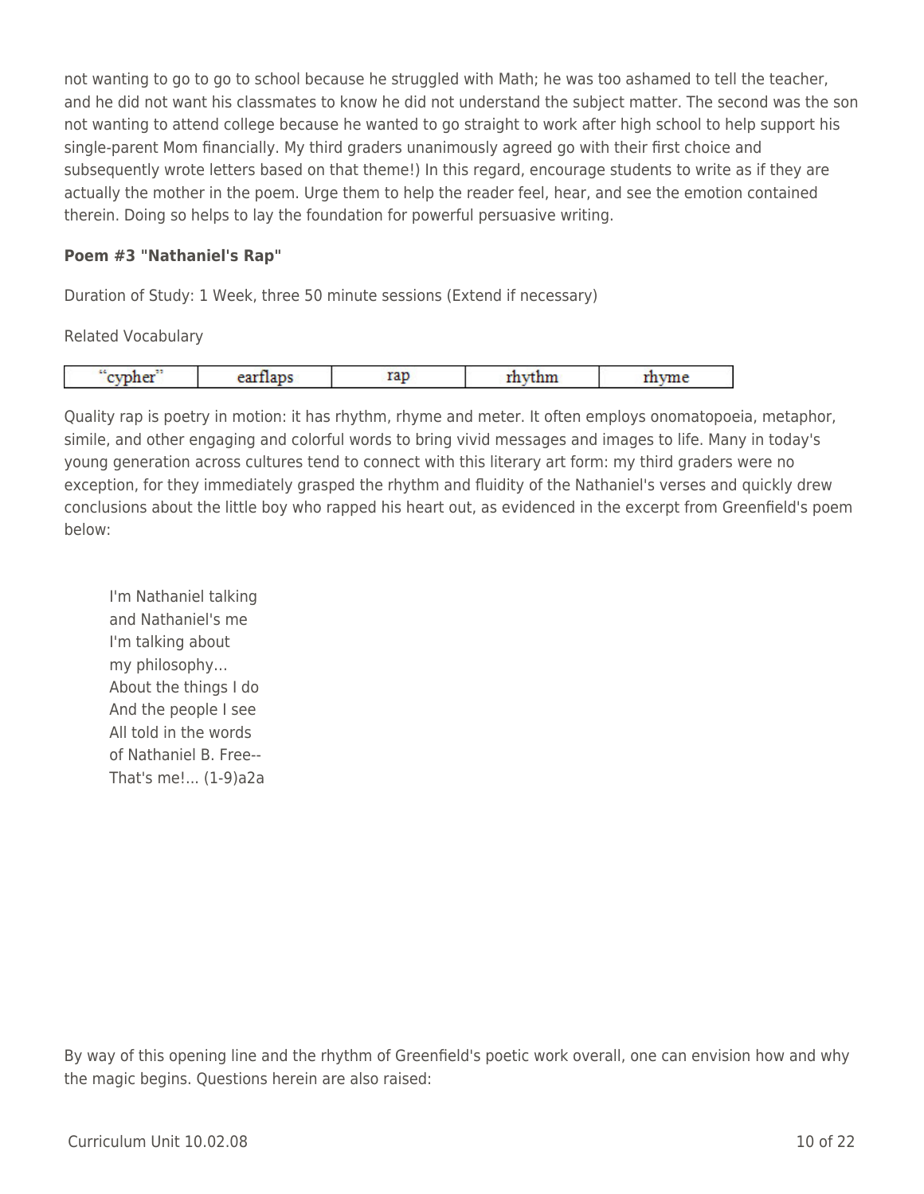not wanting to go to go to school because he struggled with Math; he was too ashamed to tell the teacher, and he did not want his classmates to know he did not understand the subject matter. The second was the son not wanting to attend college because he wanted to go straight to work after high school to help support his single-parent Mom financially. My third graders unanimously agreed go with their first choice and subsequently wrote letters based on that theme!) In this regard, encourage students to write as if they are actually the mother in the poem. Urge them to help the reader feel, hear, and see the emotion contained therein. Doing so helps to lay the foundation for powerful persuasive writing.

**Poem #3 "Nathaniel's Rap"**

Duration of Study: 1 Week, three 50 minute sessions (Extend if necessary)

Related Vocabulary

| "cypher" | earflaps | rap | rhythm | rhyme |
|---|---|---|---|---|

Quality rap is poetry in motion: it has rhythm, rhyme and meter. It often employs onomatopoeia, metaphor, simile, and other engaging and colorful words to bring vivid messages and images to life. Many in today's young generation across cultures tend to connect with this literary art form: my third graders were no exception, for they immediately grasped the rhythm and fluidity of the Nathaniel's verses and quickly drew conclusions about the little boy who rapped his heart out, as evidenced in the excerpt from Greenfield's poem below:

> I'm Nathaniel talking
> and Nathaniel's me
> I'm talking about
> my philosophy…
> About the things I do
> And the people I see
> All told in the words
> of Nathaniel B. Free--
> That's me!... (1-9)a2a

By way of this opening line and the rhythm of Greenfield's poetic work overall, one can envision how and why the magic begins. Questions herein are also raised: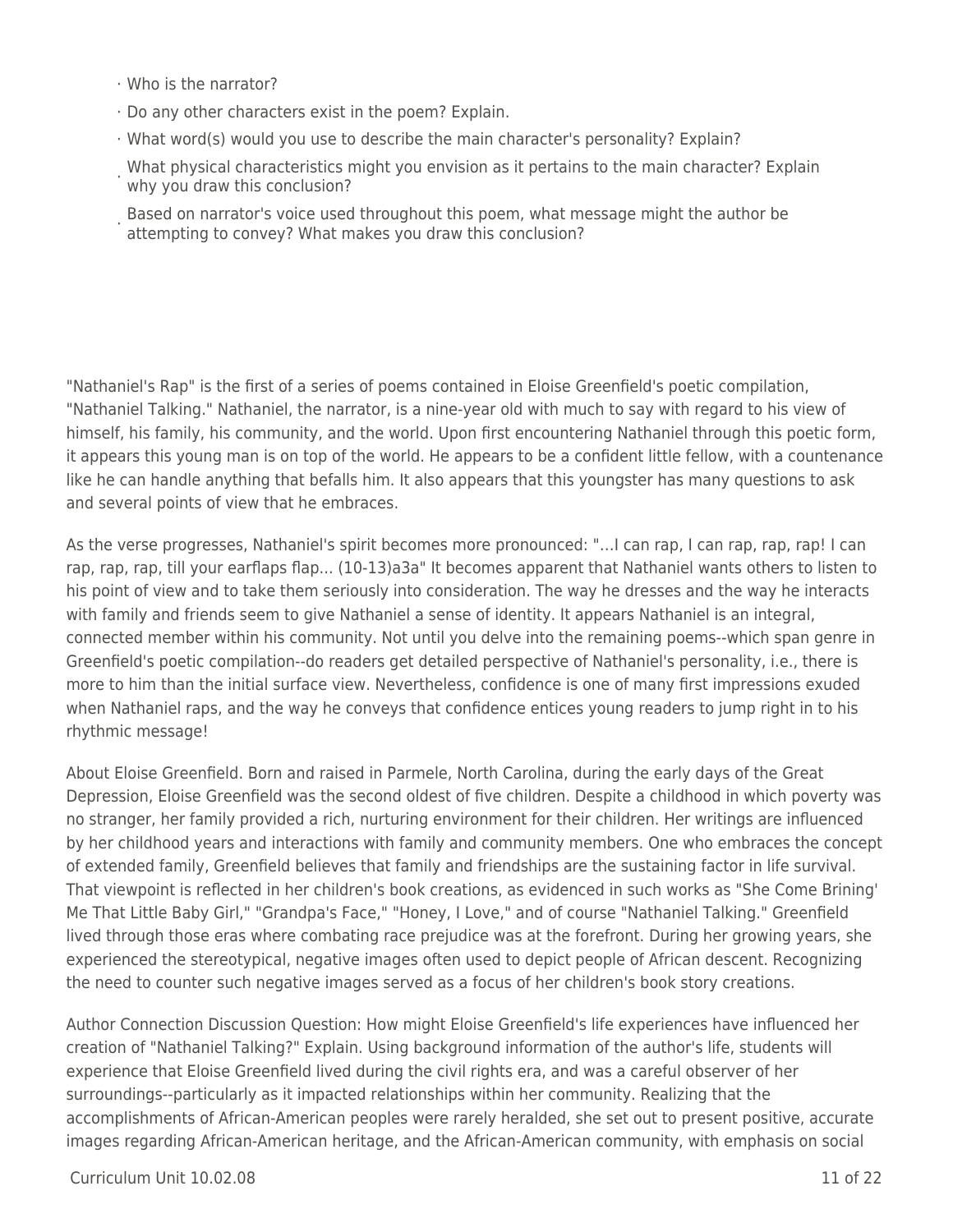- Who is the narrator?
- Do any other characters exist in the poem? Explain.
- What word(s) would you use to describe the main character's personality? Explain?
- What physical characteristics might you envision as it pertains to the main character? Explain why you draw this conclusion?
- Based on narrator's voice used throughout this poem, what message might the author be attempting to convey? What makes you draw this conclusion?

"Nathaniel's Rap" is the first of a series of poems contained in Eloise Greenfield's poetic compilation, "Nathaniel Talking." Nathaniel, the narrator, is a nine-year old with much to say with regard to his view of himself, his family, his community, and the world. Upon first encountering Nathaniel through this poetic form, it appears this young man is on top of the world. He appears to be a confident little fellow, with a countenance like he can handle anything that befalls him. It also appears that this youngster has many questions to ask and several points of view that he embraces.

As the verse progresses, Nathaniel's spirit becomes more pronounced: "...I can rap, I can rap, rap, rap! I can rap, rap, rap, till your earflaps flap... (10-13)a3a" It becomes apparent that Nathaniel wants others to listen to his point of view and to take them seriously into consideration. The way he dresses and the way he interacts with family and friends seem to give Nathaniel a sense of identity. It appears Nathaniel is an integral, connected member within his community. Not until you delve into the remaining poems--which span genre in Greenfield's poetic compilation--do readers get detailed perspective of Nathaniel's personality, i.e., there is more to him than the initial surface view. Nevertheless, confidence is one of many first impressions exuded when Nathaniel raps, and the way he conveys that confidence entices young readers to jump right in to his rhythmic message!

About Eloise Greenfield. Born and raised in Parmele, North Carolina, during the early days of the Great Depression, Eloise Greenfield was the second oldest of five children. Despite a childhood in which poverty was no stranger, her family provided a rich, nurturing environment for their children. Her writings are influenced by her childhood years and interactions with family and community members. One who embraces the concept of extended family, Greenfield believes that family and friendships are the sustaining factor in life survival. That viewpoint is reflected in her children's book creations, as evidenced in such works as "She Come Brining' Me That Little Baby Girl," "Grandpa's Face," "Honey, I Love," and of course "Nathaniel Talking." Greenfield lived through those eras where combating race prejudice was at the forefront. During her growing years, she experienced the stereotypical, negative images often used to depict people of African descent. Recognizing the need to counter such negative images served as a focus of her children's book story creations.

Author Connection Discussion Question: How might Eloise Greenfield's life experiences have influenced her creation of "Nathaniel Talking?" Explain. Using background information of the author's life, students will experience that Eloise Greenfield lived during the civil rights era, and was a careful observer of her surroundings--particularly as it impacted relationships within her community. Realizing that the accomplishments of African-American peoples were rarely heralded, she set out to present positive, accurate images regarding African-American heritage, and the African-American community, with emphasis on social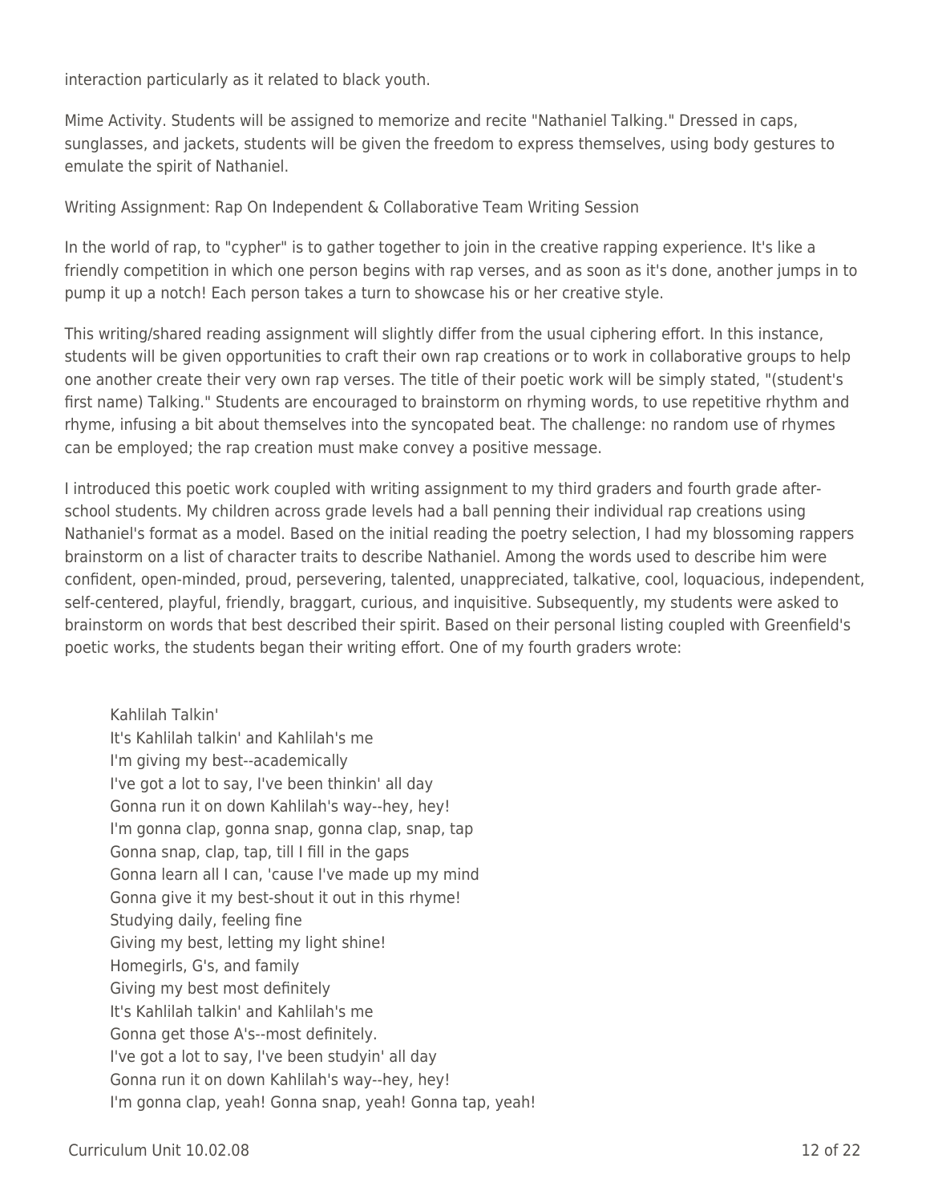interaction particularly as it related to black youth.

Mime Activity. Students will be assigned to memorize and recite "Nathaniel Talking." Dressed in caps, sunglasses, and jackets, students will be given the freedom to express themselves, using body gestures to emulate the spirit of Nathaniel.

Writing Assignment: Rap On Independent & Collaborative Team Writing Session

In the world of rap, to "cypher" is to gather together to join in the creative rapping experience. It's like a friendly competition in which one person begins with rap verses, and as soon as it's done, another jumps in to pump it up a notch! Each person takes a turn to showcase his or her creative style.

This writing/shared reading assignment will slightly differ from the usual ciphering effort. In this instance, students will be given opportunities to craft their own rap creations or to work in collaborative groups to help one another create their very own rap verses. The title of their poetic work will be simply stated, "(student's first name) Talking." Students are encouraged to brainstorm on rhyming words, to use repetitive rhythm and rhyme, infusing a bit about themselves into the syncopated beat. The challenge: no random use of rhymes can be employed; the rap creation must make convey a positive message.

I introduced this poetic work coupled with writing assignment to my third graders and fourth grade after-school students. My children across grade levels had a ball penning their individual rap creations using Nathaniel's format as a model. Based on the initial reading the poetry selection, I had my blossoming rappers brainstorm on a list of character traits to describe Nathaniel. Among the words used to describe him were confident, open-minded, proud, persevering, talented, unappreciated, talkative, cool, loquacious, independent, self-centered, playful, friendly, braggart, curious, and inquisitive. Subsequently, my students were asked to brainstorm on words that best described their spirit. Based on their personal listing coupled with Greenfield's poetic works, the students began their writing effort. One of my fourth graders wrote:

> Kahlilah Talkin'
> It's Kahlilah talkin' and Kahlilah's me
> I'm giving my best--academically
> I've got a lot to say, I've been thinkin' all day
> Gonna run it on down Kahlilah's way--hey, hey!
> I'm gonna clap, gonna snap, gonna clap, snap, tap
> Gonna snap, clap, tap, till I fill in the gaps
> Gonna learn all I can, 'cause I've made up my mind
> Gonna give it my best-shout it out in this rhyme!
> Studying daily, feeling fine
> Giving my best, letting my light shine!
> Homegirls, G's, and family
> Giving my best most definitely
> It's Kahlilah talkin' and Kahlilah's me
> Gonna get those A's--most definitely.
> I've got a lot to say, I've been studyin' all day
> Gonna run it on down Kahlilah's way--hey, hey!
> I'm gonna clap, yeah! Gonna snap, yeah! Gonna tap, yeah!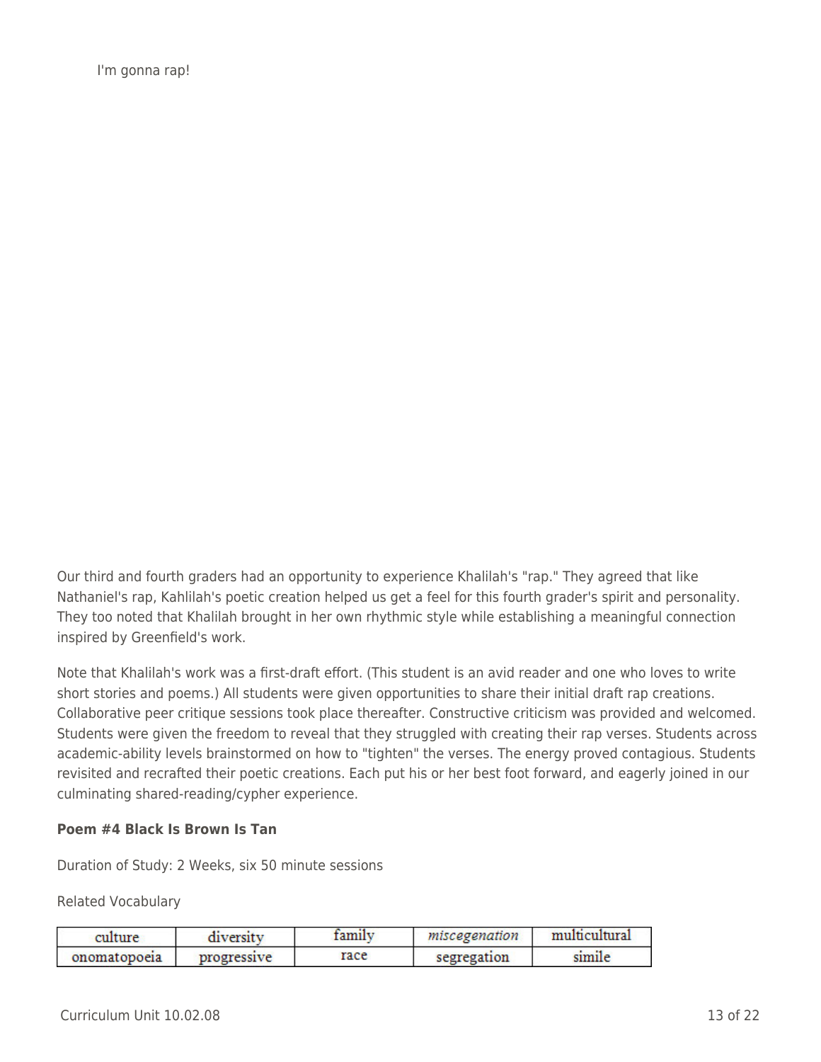I'm gonna rap!

Our third and fourth graders had an opportunity to experience Khalilah's "rap." They agreed that like Nathaniel's rap, Kahlilah's poetic creation helped us get a feel for this fourth grader's spirit and personality. They too noted that Khalilah brought in her own rhythmic style while establishing a meaningful connection inspired by Greenfield's work.

Note that Khalilah's work was a first-draft effort. (This student is an avid reader and one who loves to write short stories and poems.) All students were given opportunities to share their initial draft rap creations. Collaborative peer critique sessions took place thereafter. Constructive criticism was provided and welcomed. Students were given the freedom to reveal that they struggled with creating their rap verses. Students across academic-ability levels brainstormed on how to "tighten" the verses. The energy proved contagious. Students revisited and recrafted their poetic creations. Each put his or her best foot forward, and eagerly joined in our culminating shared-reading/cypher experience.

**Poem #4 Black Is Brown Is Tan**

Duration of Study: 2 Weeks, six 50 minute sessions

Related Vocabulary

| culture | diversity | family | *miscegenation* | multicultural |
|---|---|---|---|---|
| onomatopoeia | progressive | race | segregation | simile |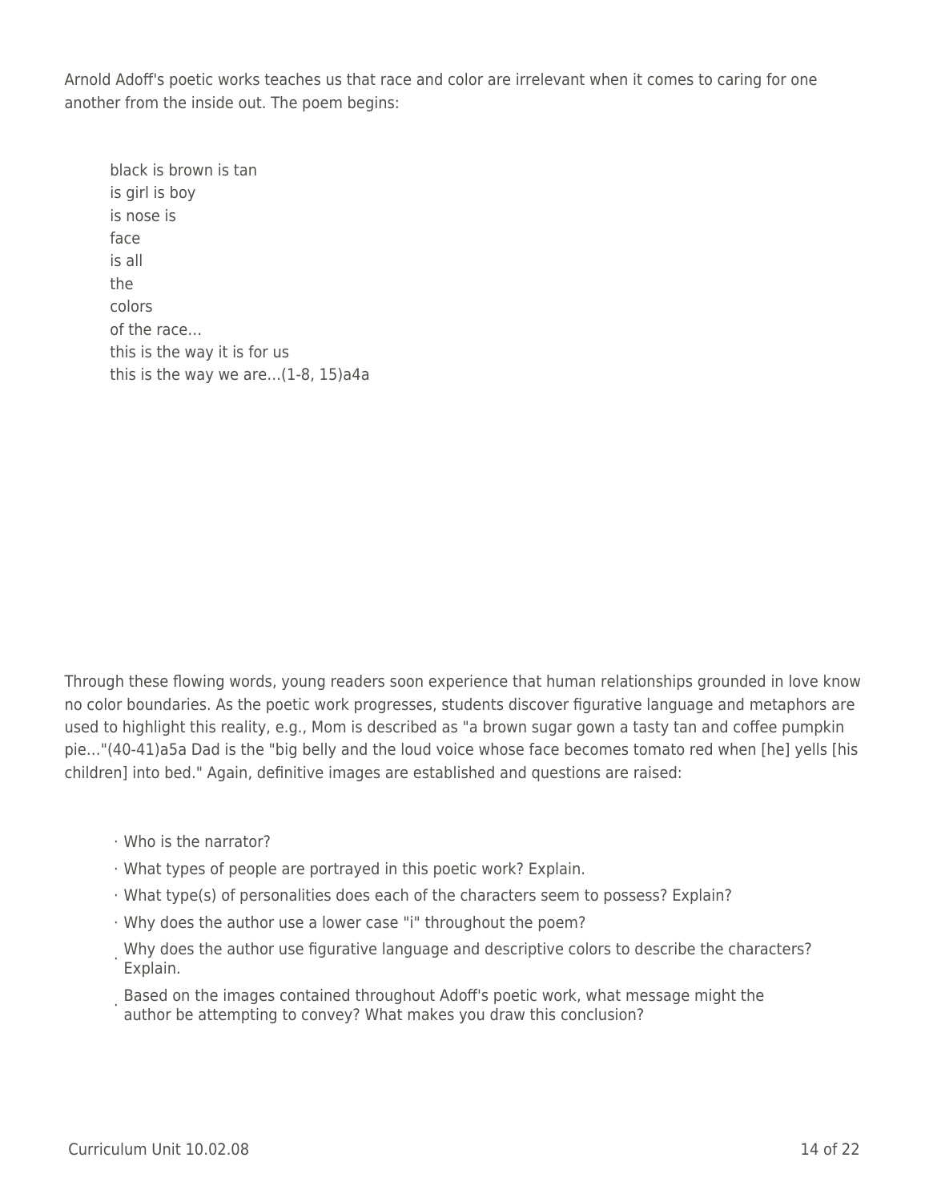Arnold Adoff's poetic works teaches us that race and color are irrelevant when it comes to caring for one another from the inside out. The poem begins:

> black is brown is tan  
> is girl is boy  
> is nose is  
> face  
> is all  
> the  
> colors  
> of the race…  
> this is the way it is for us  
> this is the way we are…(1-8, 15)a4a

Through these flowing words, young readers soon experience that human relationships grounded in love know no color boundaries. As the poetic work progresses, students discover figurative language and metaphors are used to highlight this reality, e.g., Mom is described as "a brown sugar gown a tasty tan and coffee pumpkin pie…"(40-41)a5a Dad is the "big belly and the loud voice whose face becomes tomato red when [he] yells [his children] into bed." Again, definitive images are established and questions are raised:

- Who is the narrator?
- What types of people are portrayed in this poetic work? Explain.
- What type(s) of personalities does each of the characters seem to possess? Explain?
- Why does the author use a lower case "i" throughout the poem?
- Why does the author use figurative language and descriptive colors to describe the characters? Explain.
- Based on the images contained throughout Adoff's poetic work, what message might the author be attempting to convey? What makes you draw this conclusion?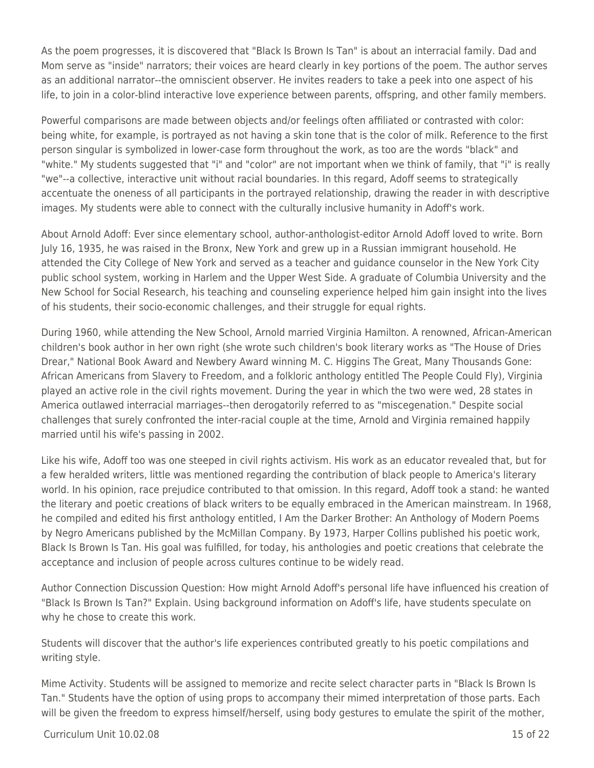As the poem progresses, it is discovered that "Black Is Brown Is Tan" is about an interracial family. Dad and Mom serve as "inside" narrators; their voices are heard clearly in key portions of the poem. The author serves as an additional narrator--the omniscient observer. He invites readers to take a peek into one aspect of his life, to join in a color-blind interactive love experience between parents, offspring, and other family members.

Powerful comparisons are made between objects and/or feelings often affiliated or contrasted with color: being white, for example, is portrayed as not having a skin tone that is the color of milk. Reference to the first person singular is symbolized in lower-case form throughout the work, as too are the words "black" and "white." My students suggested that "i" and "color" are not important when we think of family, that "i" is really "we"--a collective, interactive unit without racial boundaries. In this regard, Adoff seems to strategically accentuate the oneness of all participants in the portrayed relationship, drawing the reader in with descriptive images. My students were able to connect with the culturally inclusive humanity in Adoff's work.

About Arnold Adoff: Ever since elementary school, author-anthologist-editor Arnold Adoff loved to write. Born July 16, 1935, he was raised in the Bronx, New York and grew up in a Russian immigrant household. He attended the City College of New York and served as a teacher and guidance counselor in the New York City public school system, working in Harlem and the Upper West Side. A graduate of Columbia University and the New School for Social Research, his teaching and counseling experience helped him gain insight into the lives of his students, their socio-economic challenges, and their struggle for equal rights.

During 1960, while attending the New School, Arnold married Virginia Hamilton. A renowned, African-American children's book author in her own right (she wrote such children's book literary works as "The House of Dries Drear," National Book Award and Newbery Award winning M. C. Higgins The Great, Many Thousands Gone: African Americans from Slavery to Freedom, and a folkloric anthology entitled The People Could Fly), Virginia played an active role in the civil rights movement. During the year in which the two were wed, 28 states in America outlawed interracial marriages--then derogatorily referred to as "miscegenation." Despite social challenges that surely confronted the inter-racial couple at the time, Arnold and Virginia remained happily married until his wife's passing in 2002.

Like his wife, Adoff too was one steeped in civil rights activism. His work as an educator revealed that, but for a few heralded writers, little was mentioned regarding the contribution of black people to America's literary world. In his opinion, race prejudice contributed to that omission. In this regard, Adoff took a stand: he wanted the literary and poetic creations of black writers to be equally embraced in the American mainstream. In 1968, he compiled and edited his first anthology entitled, I Am the Darker Brother: An Anthology of Modern Poems by Negro Americans published by the McMillan Company. By 1973, Harper Collins published his poetic work, Black Is Brown Is Tan. His goal was fulfilled, for today, his anthologies and poetic creations that celebrate the acceptance and inclusion of people across cultures continue to be widely read.

Author Connection Discussion Question: How might Arnold Adoff's personal life have influenced his creation of "Black Is Brown Is Tan?" Explain. Using background information on Adoff's life, have students speculate on why he chose to create this work.

Students will discover that the author's life experiences contributed greatly to his poetic compilations and writing style.

Mime Activity. Students will be assigned to memorize and recite select character parts in "Black Is Brown Is Tan." Students have the option of using props to accompany their mimed interpretation of those parts. Each will be given the freedom to express himself/herself, using body gestures to emulate the spirit of the mother,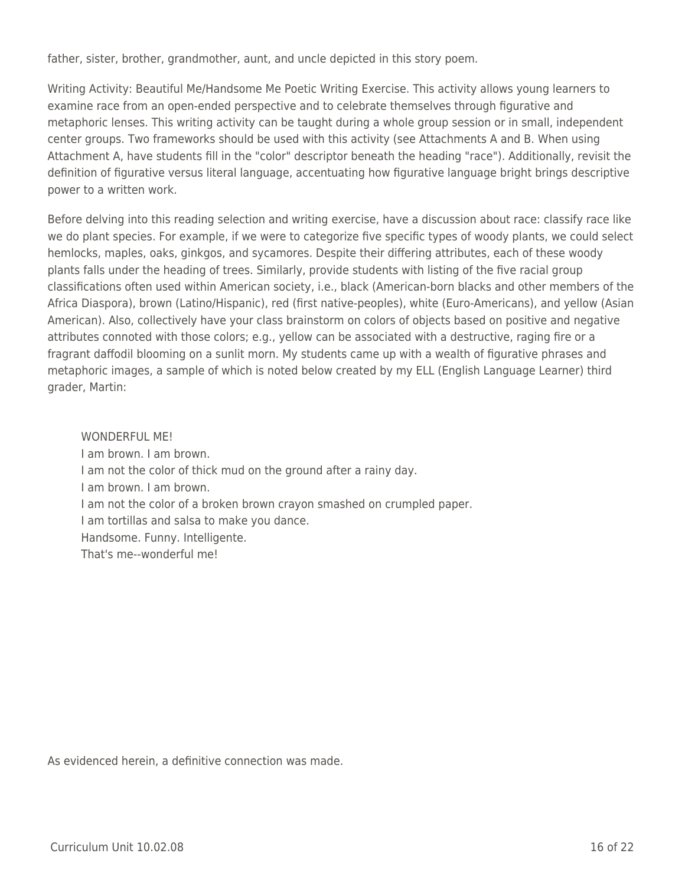father, sister, brother, grandmother, aunt, and uncle depicted in this story poem.

Writing Activity: Beautiful Me/Handsome Me Poetic Writing Exercise. This activity allows young learners to examine race from an open-ended perspective and to celebrate themselves through figurative and metaphoric lenses. This writing activity can be taught during a whole group session or in small, independent center groups. Two frameworks should be used with this activity (see Attachments A and B. When using Attachment A, have students fill in the "color" descriptor beneath the heading "race"). Additionally, revisit the definition of figurative versus literal language, accentuating how figurative language bright brings descriptive power to a written work.

Before delving into this reading selection and writing exercise, have a discussion about race: classify race like we do plant species. For example, if we were to categorize five specific types of woody plants, we could select hemlocks, maples, oaks, ginkgos, and sycamores. Despite their differing attributes, each of these woody plants falls under the heading of trees. Similarly, provide students with listing of the five racial group classifications often used within American society, i.e., black (American-born blacks and other members of the Africa Diaspora), brown (Latino/Hispanic), red (first native-peoples), white (Euro-Americans), and yellow (Asian American). Also, collectively have your class brainstorm on colors of objects based on positive and negative attributes connoted with those colors; e.g., yellow can be associated with a destructive, raging fire or a fragrant daffodil blooming on a sunlit morn. My students came up with a wealth of figurative phrases and metaphoric images, a sample of which is noted below created by my ELL (English Language Learner) third grader, Martin:

> WONDERFUL ME!
> I am brown. I am brown.
> I am not the color of thick mud on the ground after a rainy day.
> I am brown. I am brown.
> I am not the color of a broken brown crayon smashed on crumpled paper.
> I am tortillas and salsa to make you dance.
> Handsome. Funny. Intelligente.
> That's me--wonderful me!

As evidenced herein, a definitive connection was made.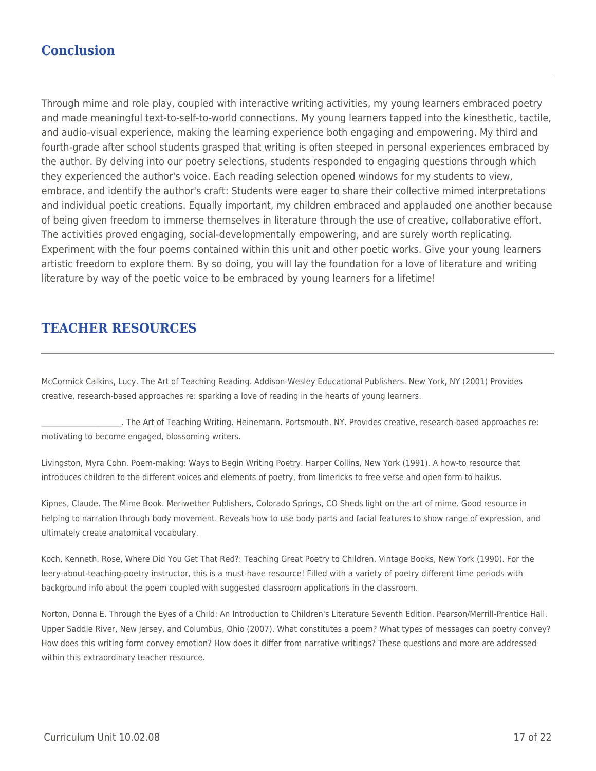## Conclusion

Through mime and role play, coupled with interactive writing activities, my young learners embraced poetry and made meaningful text-to-self-to-world connections. My young learners tapped into the kinesthetic, tactile, and audio-visual experience, making the learning experience both engaging and empowering. My third and fourth-grade after school students grasped that writing is often steeped in personal experiences embraced by the author. By delving into our poetry selections, students responded to engaging questions through which they experienced the author's voice. Each reading selection opened windows for my students to view, embrace, and identify the author's craft: Students were eager to share their collective mimed interpretations and individual poetic creations. Equally important, my children embraced and applauded one another because of being given freedom to immerse themselves in literature through the use of creative, collaborative effort. The activities proved engaging, social-developmentally empowering, and are surely worth replicating. Experiment with the four poems contained within this unit and other poetic works. Give your young learners artistic freedom to explore them. By so doing, you will lay the foundation for a love of literature and writing literature by way of the poetic voice to be embraced by young learners for a lifetime!

## TEACHER RESOURCES

McCormick Calkins, Lucy. The Art of Teaching Reading. Addison-Wesley Educational Publishers. New York, NY (2001) Provides creative, research-based approaches re: sparking a love of reading in the hearts of young learners.

____________________. The Art of Teaching Writing. Heinemann. Portsmouth, NY. Provides creative, research-based approaches re: motivating to become engaged, blossoming writers.

Livingston, Myra Cohn. Poem-making: Ways to Begin Writing Poetry. Harper Collins, New York (1991). A how-to resource that introduces children to the different voices and elements of poetry, from limericks to free verse and open form to haikus.

Kipnes, Claude. The Mime Book. Meriwether Publishers, Colorado Springs, CO Sheds light on the art of mime. Good resource in helping to narration through body movement. Reveals how to use body parts and facial features to show range of expression, and ultimately create anatomical vocabulary.

Koch, Kenneth. Rose, Where Did You Get That Red?: Teaching Great Poetry to Children. Vintage Books, New York (1990). For the leery-about-teaching-poetry instructor, this is a must-have resource! Filled with a variety of poetry different time periods with background info about the poem coupled with suggested classroom applications in the classroom.

Norton, Donna E. Through the Eyes of a Child: An Introduction to Children's Literature Seventh Edition. Pearson/Merrill-Prentice Hall. Upper Saddle River, New Jersey, and Columbus, Ohio (2007). What constitutes a poem? What types of messages can poetry convey? How does this writing form convey emotion? How does it differ from narrative writings? These questions and more are addressed within this extraordinary teacher resource.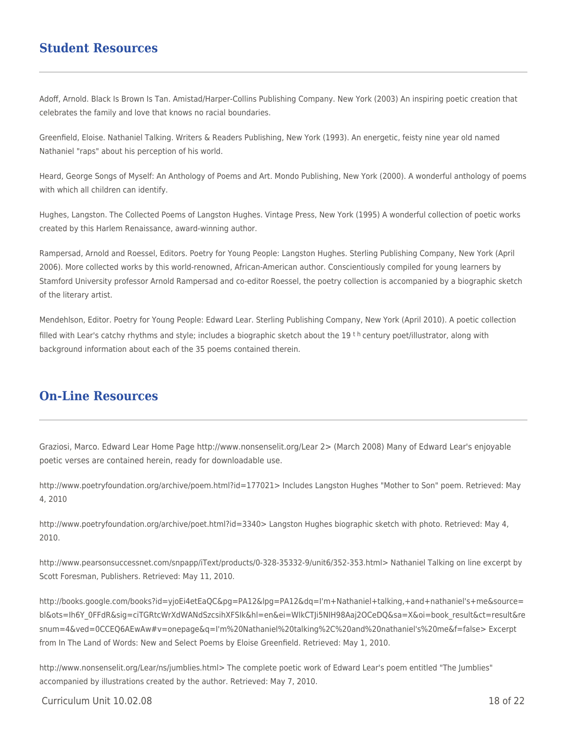## Student Resources

Adoff, Arnold. Black Is Brown Is Tan. Amistad/Harper-Collins Publishing Company. New York (2003) An inspiring poetic creation that celebrates the family and love that knows no racial boundaries.

Greenfield, Eloise. Nathaniel Talking. Writers & Readers Publishing, New York (1993). An energetic, feisty nine year old named Nathaniel "raps" about his perception of his world.

Heard, George Songs of Myself: An Anthology of Poems and Art. Mondo Publishing, New York (2000). A wonderful anthology of poems with which all children can identify.

Hughes, Langston. The Collected Poems of Langston Hughes. Vintage Press, New York (1995) A wonderful collection of poetic works created by this Harlem Renaissance, award-winning author.

Rampersad, Arnold and Roessel, Editors. Poetry for Young People: Langston Hughes. Sterling Publishing Company, New York (April 2006). More collected works by this world-renowned, African-American author. Conscientiously compiled for young learners by Stamford University professor Arnold Rampersad and co-editor Roessel, the poetry collection is accompanied by a biographic sketch of the literary artist.

Mendehlson, Editor. Poetry for Young People: Edward Lear. Sterling Publishing Company, New York (April 2010). A poetic collection filled with Lear's catchy rhythms and style; includes a biographic sketch about the 19 th century poet/illustrator, along with background information about each of the 35 poems contained therein.

## On-Line Resources

Graziosi, Marco. Edward Lear Home Page http://www.nonsenselit.org/Lear 2> (March 2008) Many of Edward Lear's enjoyable poetic verses are contained herein, ready for downloadable use.

http://www.poetryfoundation.org/archive/poem.html?id=177021> Includes Langston Hughes "Mother to Son" poem. Retrieved: May 4, 2010

http://www.poetryfoundation.org/archive/poet.html?id=3340> Langston Hughes biographic sketch with photo. Retrieved: May 4, 2010.

http://www.pearsonsuccessnet.com/snpapp/iText/products/0-328-35332-9/unit6/352-353.html> Nathaniel Talking on line excerpt by Scott Foresman, Publishers. Retrieved: May 11, 2010.

http://books.google.com/books?id=yjoEi4etEaQC&pg=PA12&lpg=PA12&dq=I'm+Nathaniel+talking,+and+nathaniel's+me&source=bl&ots=Ih6Y_0FFdR&sig=ciTGRtcWrXdWANdSzcsihXFSIk&hl=en&ei=WlkCTJi5NIH98Aaj2OCeDQ&sa=X&oi=book_result&ct=result&resnum=4&ved=0CCEQ6AEwAw#v=onepage&q=I'm%20Nathaniel%20talking%2C%20and%20nathaniel's%20me&f=false> Excerpt from In The Land of Words: New and Select Poems by Eloise Greenfield. Retrieved: May 1, 2010.

http://www.nonsenselit.org/Lear/ns/jumblies.html> The complete poetic work of Edward Lear's poem entitled "The Jumblies" accompanied by illustrations created by the author. Retrieved: May 7, 2010.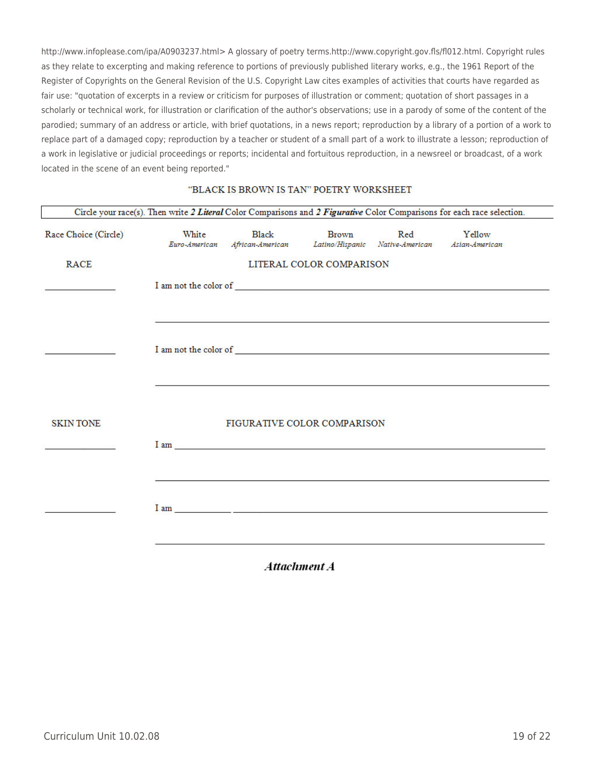http://www.infoplease.com/ipa/A0903237.html> A glossary of poetry terms.http://www.copyright.gov.fls/fl012.html. Copyright rules as they relate to excerpting and making reference to portions of previously published literary works, e.g., the 1961 Report of the Register of Copyrights on the General Revision of the U.S. Copyright Law cites examples of activities that courts have regarded as fair use: "quotation of excerpts in a review or criticism for purposes of illustration or comment; quotation of short passages in a scholarly or technical work, for illustration or clarification of the author's observations; use in a parody of some of the content of the parodied; summary of an address or article, with brief quotations, in a news report; reproduction by a library of a portion of a work to replace part of a damaged copy; reproduction by a teacher or student of a small part of a work to illustrate a lesson; reproduction of a work in legislative or judicial proceedings or reports; incidental and fortuitous reproduction, in a newsreel or broadcast, of a work located in the scene of an event being reported."

## "BLACK IS BROWN IS TAN" POETRY WORKSHEET

Circle your race(s). Then write 2 ***Literal*** Color Comparisons and 2 ***Figurative*** Color Comparisons for each race selection.

| Race Choice (Circle) | White *Euro-American* | Black *African-American* | Brown *Latino/Hispanic* | Red *Native-American* | Yellow *Asian-American* |
|---|---|---|---|---|---|

RACE — LITERAL COLOR COMPARISON

\_\_\_\_\_\_\_\_\_\_\_\_ I am not the color of \_\_\_\_\_\_\_\_\_\_\_\_\_\_\_\_\_\_\_\_\_\_\_\_\_\_\_\_\_\_\_\_\_\_\_\_

\_\_\_\_\_\_\_\_\_\_\_\_\_\_\_\_\_\_\_\_\_\_\_\_\_\_\_\_\_\_\_\_\_\_\_\_\_\_\_\_\_\_\_\_\_\_\_\_\_\_\_\_

\_\_\_\_\_\_\_\_\_\_\_\_ I am not the color of \_\_\_\_\_\_\_\_\_\_\_\_\_\_\_\_\_\_\_\_\_\_\_\_\_\_\_\_\_\_\_\_\_\_\_\_

\_\_\_\_\_\_\_\_\_\_\_\_\_\_\_\_\_\_\_\_\_\_\_\_\_\_\_\_\_\_\_\_\_\_\_\_\_\_\_\_\_\_\_\_\_\_\_\_\_\_\_\_

SKIN TONE — FIGURATIVE COLOR COMPARISON

\_\_\_\_\_\_\_\_\_\_\_\_ I am \_\_\_\_\_\_\_\_\_\_\_\_\_\_\_\_\_\_\_\_\_\_\_\_\_\_\_\_\_\_\_\_\_\_\_\_\_\_\_\_\_\_\_\_\_\_

\_\_\_\_\_\_\_\_\_\_\_\_\_\_\_\_\_\_\_\_\_\_\_\_\_\_\_\_\_\_\_\_\_\_\_\_\_\_\_\_\_\_\_\_\_\_\_\_\_\_\_\_

\_\_\_\_\_\_\_\_\_\_\_\_ I am \_\_\_\_\_\_\_\_\_\_ \_\_\_\_\_\_\_\_\_\_\_\_\_\_\_\_\_\_\_\_\_\_\_\_\_\_\_\_\_\_\_\_\_\_\_\_

\_\_\_\_\_\_\_\_\_\_\_\_\_\_\_\_\_\_\_\_\_\_\_\_\_\_\_\_\_\_\_\_\_\_\_\_\_\_\_\_\_\_\_\_\_\_\_\_\_\_\_\_

***Attachment A***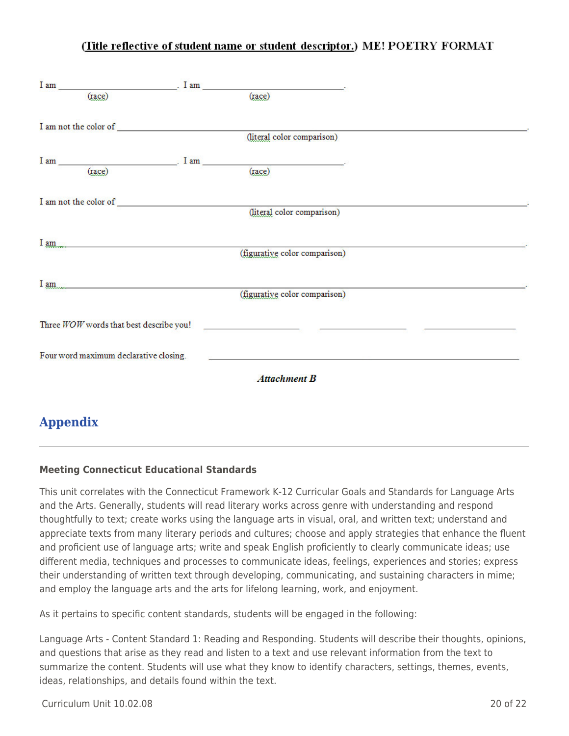### (Title reflective of student name or student descriptor.) ME! POETRY FORMAT

I am ________________________. I am ______________________________.
(race) (race)

I am not the color of ______________________________________________________________.
(literal color comparison)

I am ________________________. I am ______________________________.
(race) (race)

I am not the color of ______________________________________________________________.
(literal color comparison)

I am ______________________________________________________________________.
(figurative color comparison)

I am ______________________________________________________________________.
(figurative color comparison)

Three *WOW* words that best describe you! ____________________ ____________________ ____________________

Four word maximum declarative closing. ______________________________________________________

***Attachment B***

## Appendix

#### Meeting Connecticut Educational Standards

This unit correlates with the Connecticut Framework K-12 Curricular Goals and Standards for Language Arts and the Arts. Generally, students will read literary works across genre with understanding and respond thoughtfully to text; create works using the language arts in visual, oral, and written text; understand and appreciate texts from many literary periods and cultures; choose and apply strategies that enhance the fluent and proficient use of language arts; write and speak English proficiently to clearly communicate ideas; use different media, techniques and processes to communicate ideas, feelings, experiences and stories; express their understanding of written text through developing, communicating, and sustaining characters in mime; and employ the language arts and the arts for lifelong learning, work, and enjoyment.

As it pertains to specific content standards, students will be engaged in the following:

Language Arts - Content Standard 1: Reading and Responding. Students will describe their thoughts, opinions, and questions that arise as they read and listen to a text and use relevant information from the text to summarize the content. Students will use what they know to identify characters, settings, themes, events, ideas, relationships, and details found within the text.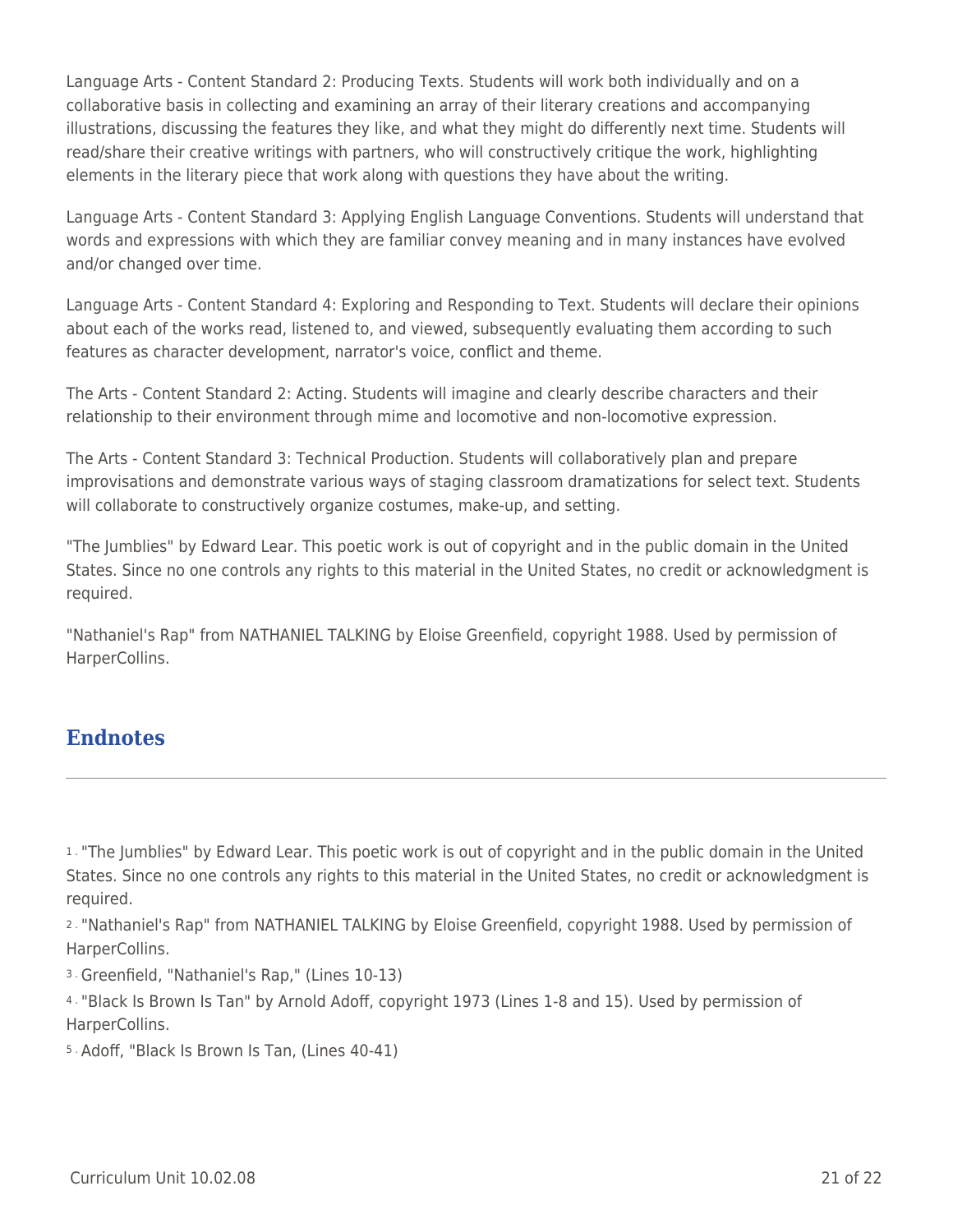Language Arts - Content Standard 2: Producing Texts. Students will work both individually and on a collaborative basis in collecting and examining an array of their literary creations and accompanying illustrations, discussing the features they like, and what they might do differently next time. Students will read/share their creative writings with partners, who will constructively critique the work, highlighting elements in the literary piece that work along with questions they have about the writing.

Language Arts - Content Standard 3: Applying English Language Conventions. Students will understand that words and expressions with which they are familiar convey meaning and in many instances have evolved and/or changed over time.

Language Arts - Content Standard 4: Exploring and Responding to Text. Students will declare their opinions about each of the works read, listened to, and viewed, subsequently evaluating them according to such features as character development, narrator's voice, conflict and theme.

The Arts - Content Standard 2: Acting. Students will imagine and clearly describe characters and their relationship to their environment through mime and locomotive and non-locomotive expression.

The Arts - Content Standard 3: Technical Production. Students will collaboratively plan and prepare improvisations and demonstrate various ways of staging classroom dramatizations for select text. Students will collaborate to constructively organize costumes, make-up, and setting.

"The Jumblies" by Edward Lear. This poetic work is out of copyright and in the public domain in the United States. Since no one controls any rights to this material in the United States, no credit or acknowledgment is required.

"Nathaniel's Rap" from NATHANIEL TALKING by Eloise Greenfield, copyright 1988. Used by permission of HarperCollins.

## Endnotes

1. "The Jumblies" by Edward Lear. This poetic work is out of copyright and in the public domain in the United States. Since no one controls any rights to this material in the United States, no credit or acknowledgment is required.
2. "Nathaniel's Rap" from NATHANIEL TALKING by Eloise Greenfield, copyright 1988. Used by permission of HarperCollins.
3. Greenfield, "Nathaniel's Rap," (Lines 10-13)
4. "Black Is Brown Is Tan" by Arnold Adoff, copyright 1973 (Lines 1-8 and 15). Used by permission of HarperCollins.
5. Adoff, "Black Is Brown Is Tan, (Lines 40-41)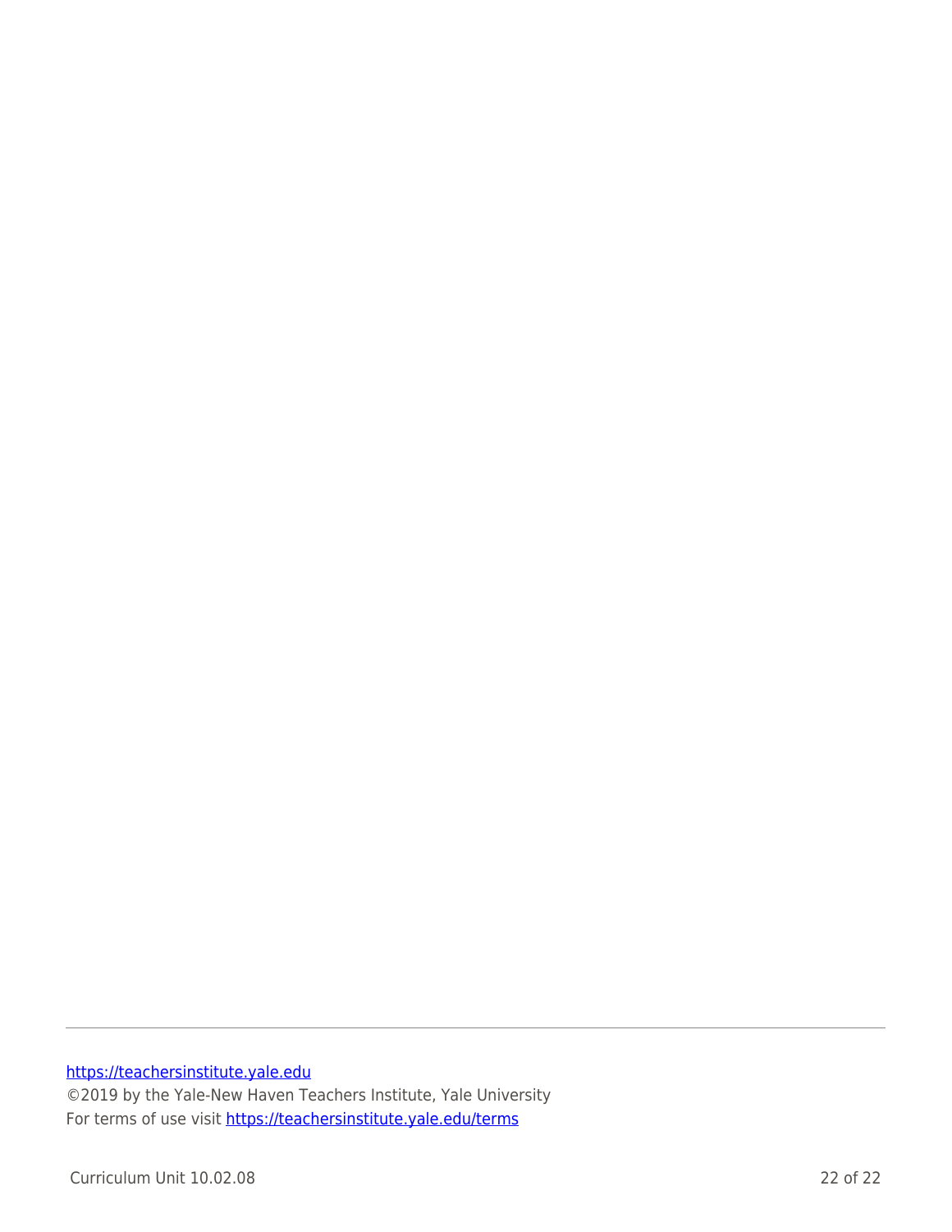https://teachersinstitute.yale.edu

©2019 by the Yale-New Haven Teachers Institute, Yale University

For terms of use visit https://teachersinstitute.yale.edu/terms